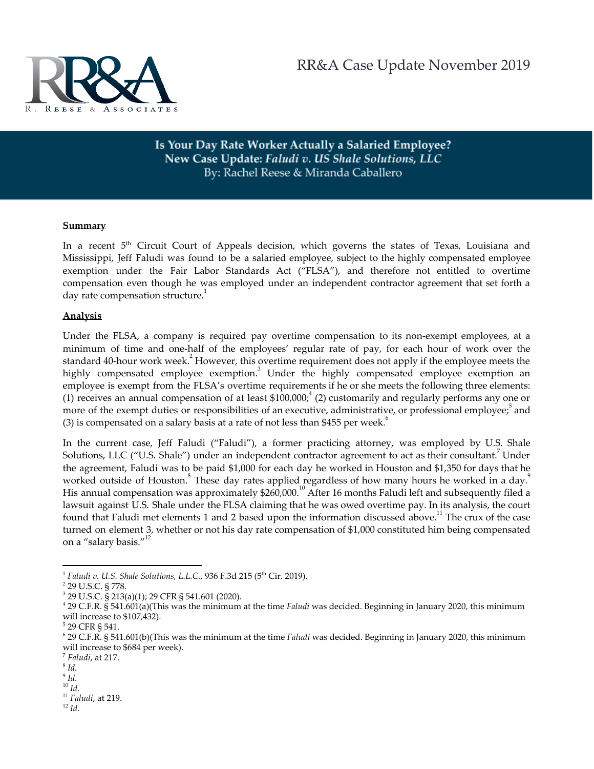R. Reese & Associates

RR&A Case Update November 2019

# Is Your Day Rate Worker Actually a Salaried Employee?
## New Case Update: *Faludi v. US Shale Solutions, LLC*
By: Rachel Reese & Miranda Caballero

**Summary**

In a recent 5th Circuit Court of Appeals decision, which governs the states of Texas, Louisiana and Mississippi, Jeff Faludi was found to be a salaried employee, subject to the highly compensated employee exemption under the Fair Labor Standards Act ("FLSA"), and therefore not entitled to overtime compensation even though he was employed under an independent contractor agreement that set forth a day rate compensation structure.[1]

**Analysis**

Under the FLSA, a company is required pay overtime compensation to its non-exempt employees, at a minimum of time and one-half of the employees' regular rate of pay, for each hour of work over the standard 40-hour work week.[2] However, this overtime requirement does not apply if the employee meets the highly compensated employee exemption.[3] Under the highly compensated employee exemption an employee is exempt from the FLSA's overtime requirements if he or she meets the following three elements: (1) receives an annual compensation of at least $100,000;[4] (2) customarily and regularly performs any one or more of the exempt duties or responsibilities of an executive, administrative, or professional employee;[5] and (3) is compensated on a salary basis at a rate of not less than $455 per week.[6]

In the current case, Jeff Faludi ("Faludi"), a former practicing attorney, was employed by U.S. Shale Solutions, LLC ("U.S. Shale") under an independent contractor agreement to act as their consultant.[7] Under the agreement, Faludi was to be paid $1,000 for each day he worked in Houston and $1,350 for days that he worked outside of Houston.[8] These day rates applied regardless of how many hours he worked in a day.[9] His annual compensation was approximately $260,000.[10] After 16 months Faludi left and subsequently filed a lawsuit against U.S. Shale under the FLSA claiming that he was owed overtime pay. In its analysis, the court found that Faludi met elements 1 and 2 based upon the information discussed above.[11] The crux of the case turned on element 3, whether or not his day rate compensation of $1,000 constituted him being compensated on a "salary basis."[12]

---

[1] *Faludi v. U.S. Shale Solutions, L.L.C.*, 936 F.3d 215 (5th Cir. 2019).
[2] 29 U.S.C. § 778.
[3] 29 U.S.C. § 213(a)(1); 29 CFR § 541.601 (2020).
[4] 29 C.F.R. § 541.601(a)(This was the minimum at the time *Faludi* was decided. Beginning in January 2020, this minimum will increase to $107,432).
[5] 29 CFR § 541.
[6] 29 C.F.R. § 541.601(b)(This was the minimum at the time *Faludi* was decided. Beginning in January 2020, this minimum will increase to $684 per week).
[7] *Faludi*, at 217.
[8] *Id.*
[9] *Id.*
[10] *Id.*
[11] *Faludi*, at 219.
[12] *Id.*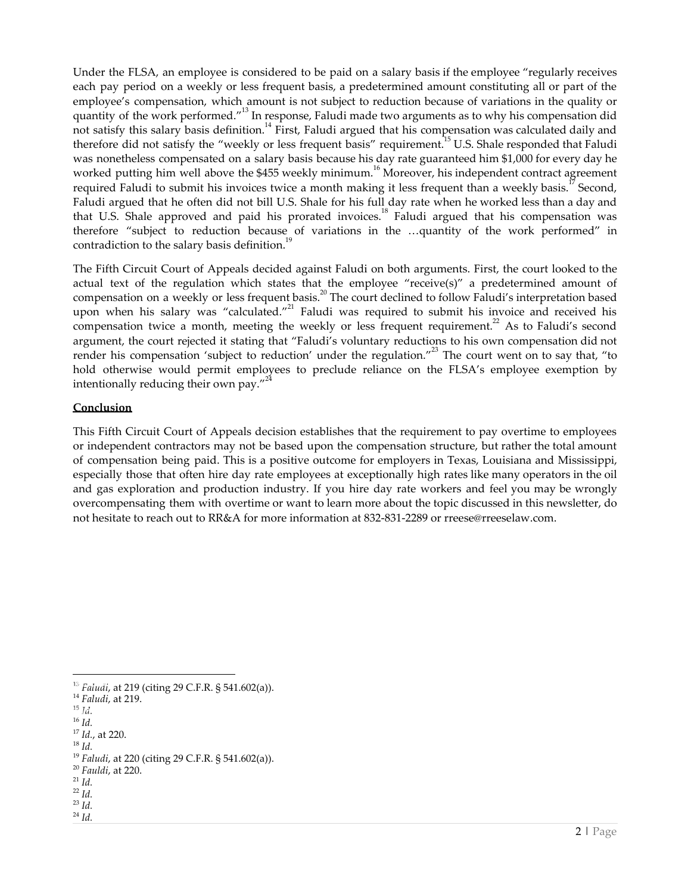Under the FLSA, an employee is considered to be paid on a salary basis if the employee "regularly receives each pay period on a weekly or less frequent basis, a predetermined amount constituting all or part of the employee's compensation, which amount is not subject to reduction because of variations in the quality or quantity of the work performed."[13] In response, Faludi made two arguments as to why his compensation did not satisfy this salary basis definition.[14] First, Faludi argued that his compensation was calculated daily and therefore did not satisfy the "weekly or less frequent basis" requirement.[15] U.S. Shale responded that Faludi was nonetheless compensated on a salary basis because his day rate guaranteed him $1,000 for every day he worked putting him well above the $455 weekly minimum.[16] Moreover, his independent contract agreement required Faludi to submit his invoices twice a month making it less frequent than a weekly basis.[17] Second, Faludi argued that he often did not bill U.S. Shale for his full day rate when he worked less than a day and that U.S. Shale approved and paid his prorated invoices.[18] Faludi argued that his compensation was therefore "subject to reduction because of variations in the …quantity of the work performed" in contradiction to the salary basis definition.[19]

The Fifth Circuit Court of Appeals decided against Faludi on both arguments. First, the court looked to the actual text of the regulation which states that the employee "receive(s)" a predetermined amount of compensation on a weekly or less frequent basis.[20] The court declined to follow Faludi's interpretation based upon when his salary was "calculated."[21] Faludi was required to submit his invoice and received his compensation twice a month, meeting the weekly or less frequent requirement.[22] As to Faludi's second argument, the court rejected it stating that "Faludi's voluntary reductions to his own compensation did not render his compensation 'subject to reduction' under the regulation."[23] The court went on to say that, "to hold otherwise would permit employees to preclude reliance on the FLSA's employee exemption by intentionally reducing their own pay."[24]

**Conclusion**

This Fifth Circuit Court of Appeals decision establishes that the requirement to pay overtime to employees or independent contractors may not be based upon the compensation structure, but rather the total amount of compensation being paid. This is a positive outcome for employers in Texas, Louisiana and Mississippi, especially those that often hire day rate employees at exceptionally high rates like many operators in the oil and gas exploration and production industry. If you hire day rate workers and feel you may be wrongly overcompensating them with overtime or want to learn more about the topic discussed in this newsletter, do not hesitate to reach out to RR&A for more information at 832-831-2289 or rreese@rreeselaw.com.

---

[13] *Faludi*, at 219 (citing 29 C.F.R. § 541.602(a)).
[14] *Faludi*, at 219.
[15] *Id*.
[16] *Id*.
[17] *Id*., at 220.
[18] *Id*.
[19] *Faludi*, at 220 (citing 29 C.F.R. § 541.602(a)).
[20] *Fauldi*, at 220.
[21] *Id*.
[22] *Id*.
[23] *Id*.
[24] *Id*.